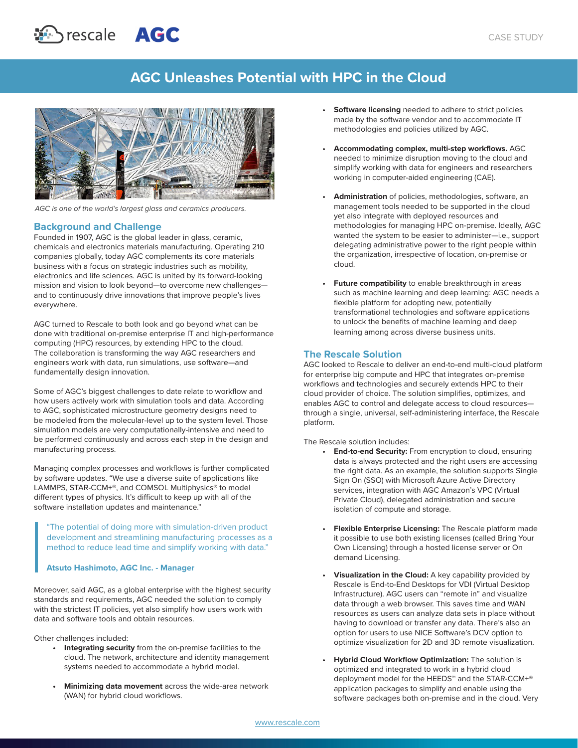CASE STUDY

# AGC Unleashes Potential with HPC in the Cloud

*AGC is one of the world's largest glass and ceramics producers.*

## Background and Challenge

Founded in 1907, AGC is the global leader in glass, ceramic, chemicals and electronics materials manufacturing. Operating 210 companies globally, today AGC complements its core materials business with a focus on strategic industries such as mobility, electronics and life sciences. AGC is united by its forward-looking mission and vision to look beyond—to overcome new challenges—and to continuously drive innovations that improve people's lives everywhere.

AGC turned to Rescale to both look and go beyond what can be done with traditional on-premise enterprise IT and high-performance computing (HPC) resources, by extending HPC to the cloud. The collaboration is transforming the way AGC researchers and engineers work with data, run simulations, use software—and fundamentally design innovation.

Some of AGC's biggest challenges to date relate to workflow and how users actively work with simulation tools and data. According to AGC, sophisticated microstructure geometry designs need to be modeled from the molecular-level up to the system level. Those simulation models are very computationally-intensive and need to be performed continuously and across each step in the design and manufacturing process.

Managing complex processes and workflows is further complicated by software updates. "We use a diverse suite of applications like LAMMPS, STAR-CCM+®, and COMSOL Multiphysics® to model different types of physics. It's difficult to keep up with all of the software installation updates and maintenance."

> "The potential of doing more with simulation-driven product development and streamlining manufacturing processes as a method to reduce lead time and simplify working with data."
>
> **Atsuto Hashimoto, AGC Inc. - Manager**

Moreover, said AGC, as a global enterprise with the highest security standards and requirements, AGC needed the solution to comply with the strictest IT policies, yet also simplify how users work with data and software tools and obtain resources.

Other challenges included:

- **Integrating security** from the on-premise facilities to the cloud. The network, architecture and identity management systems needed to accommodate a hybrid model.
- **Minimizing data movement** across the wide-area network (WAN) for hybrid cloud workflows.
- **Software licensing** needed to adhere to strict policies made by the software vendor and to accommodate IT methodologies and policies utilized by AGC.
- **Accommodating complex, multi-step workflows.** AGC needed to minimize disruption moving to the cloud and simplify working with data for engineers and researchers working in computer-aided engineering (CAE).
- **Administration** of policies, methodologies, software, an management tools needed to be supported in the cloud yet also integrate with deployed resources and methodologies for managing HPC on-premise. Ideally, AGC wanted the system to be easier to administer—i.e., support delegating administrative power to the right people within the organization, irrespective of location, on-premise or cloud.
- **Future compatibility** to enable breakthrough in areas such as machine learning and deep learning: AGC needs a flexible platform for adopting new, potentially transformational technologies and software applications to unlock the benefits of machine learning and deep learning among across diverse business units.

## The Rescale Solution

AGC looked to Rescale to deliver an end-to-end multi-cloud platform for enterprise big compute and HPC that integrates on-premise workflows and technologies and securely extends HPC to their cloud provider of choice. The solution simplifies, optimizes, and enables AGC to control and delegate access to cloud resources—through a single, universal, self-administering interface, the Rescale platform.

The Rescale solution includes:

- **End-to-end Security:** From encryption to cloud, ensuring data is always protected and the right users are accessing the right data. As an example, the solution supports Single Sign On (SSO) with Microsoft Azure Active Directory services, integration with AGC Amazon's VPC (Virtual Private Cloud), delegated administration and secure isolation of compute and storage.
- **Flexible Enterprise Licensing:** The Rescale platform made it possible to use both existing licenses (called Bring Your Own Licensing) through a hosted license server or On demand Licensing.
- **Visualization in the Cloud:** A key capability provided by Rescale is End-to-End Desktops for VDI (Virtual Desktop Infrastructure). AGC users can "remote in" and visualize data through a web browser. This saves time and WAN resources as users can analyze data sets in place without having to download or transfer any data. There's also an option for users to use NICE Software's DCV option to optimize visualization for 2D and 3D remote visualization.
- **Hybrid Cloud Workflow Optimization:** The solution is optimized and integrated to work in a hybrid cloud deployment model for the HEEDS™ and the STAR-CCM+® application packages to simplify and enable using the software packages both on-premise and in the cloud. Very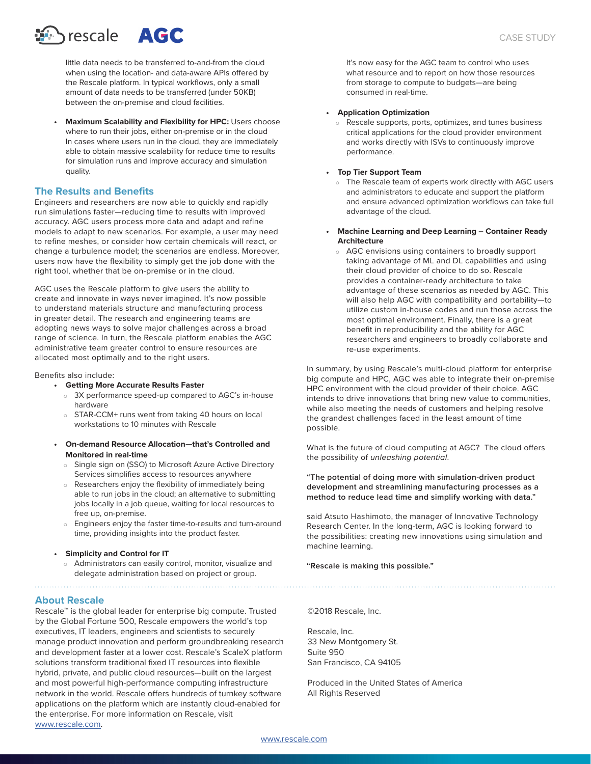little data needs to be transferred to-and-from the cloud when using the location- and data-aware APIs offered by the Rescale platform. In typical workflows, only a small amount of data needs to be transferred (under 50KB) between the on-premise and cloud facilities.

- **Maximum Scalability and Flexibility for HPC:** Users choose where to run their jobs, either on-premise or in the cloud In cases where users run in the cloud, they are immediately able to obtain massive scalability for reduce time to results for simulation runs and improve accuracy and simulation quality.

## The Results and Benefits

Engineers and researchers are now able to quickly and rapidly run simulations faster—reducing time to results with improved accuracy. AGC users process more data and adapt and refine models to adapt to new scenarios. For example, a user may need to refine meshes, or consider how certain chemicals will react, or change a turbulence model; the scenarios are endless. Moreover, users now have the flexibility to simply get the job done with the right tool, whether that be on-premise or in the cloud.

AGC uses the Rescale platform to give users the ability to create and innovate in ways never imagined. It's now possible to understand materials structure and manufacturing process in greater detail. The research and engineering teams are adopting news ways to solve major challenges across a broad range of science. In turn, the Rescale platform enables the AGC administrative team greater control to ensure resources are allocated most optimally and to the right users.

Benefits also include:

- **Getting More Accurate Results Faster**
  - 3X performance speed-up compared to AGC's in-house hardware
  - STAR-CCM+ runs went from taking 40 hours on local workstations to 10 minutes with Rescale
- **On-demand Resource Allocation—that's Controlled and Monitored in real-time**
  - Single sign on (SSO) to Microsoft Azure Active Directory Services simplifies access to resources anywhere
  - Researchers enjoy the flexibility of immediately being able to run jobs in the cloud; an alternative to submitting jobs locally in a job queue, waiting for local resources to free up, on-premise.
  - Engineers enjoy the faster time-to-results and turn-around time, providing insights into the product faster.
- **Simplicity and Control for IT**
  - Administrators can easily control, monitor, visualize and delegate administration based on project or group. It's now easy for the AGC team to control who uses what resource and to report on how those resources from storage to compute to budgets—are being consumed in real-time.
- **Application Optimization**
  - Rescale supports, ports, optimizes, and tunes business critical applications for the cloud provider environment and works directly with ISVs to continuously improve performance.
- **Top Tier Support Team**
  - The Rescale team of experts work directly with AGC users and administrators to educate and support the platform and ensure advanced optimization workflows can take full advantage of the cloud.
- **Machine Learning and Deep Learning – Container Ready Architecture**
  - AGC envisions using containers to broadly support taking advantage of ML and DL capabilities and using their cloud provider of choice to do so. Rescale provides a container-ready architecture to take advantage of these scenarios as needed by AGC. This will also help AGC with compatibility and portability—to utilize custom in-house codes and run those across the most optimal environment. Finally, there is a great benefit in reproducibility and the ability for AGC researchers and engineers to broadly collaborate and re-use experiments.

In summary, by using Rescale's multi-cloud platform for enterprise big compute and HPC, AGC was able to integrate their on-premise HPC environment with the cloud provider of their choice. AGC intends to drive innovations that bring new value to communities, while also meeting the needs of customers and helping resolve the grandest challenges faced in the least amount of time possible.

What is the future of cloud computing at AGC? The cloud offers the possibility of *unleashing potential*.

**"The potential of doing more with simulation-driven product development and streamlining manufacturing processes as a method to reduce lead time and simplify working with data."**

said Atsuto Hashimoto, the manager of Innovative Technology Research Center. In the long-term, AGC is looking forward to the possibilities: creating new innovations using simulation and machine learning.

**"Rescale is making this possible."**

## About Rescale

Rescale™ is the global leader for enterprise big compute. Trusted by the Global Fortune 500, Rescale empowers the world's top executives, IT leaders, engineers and scientists to securely manage product innovation and perform groundbreaking research and development faster at a lower cost. Rescale's ScaleX platform solutions transform traditional fixed IT resources into flexible hybrid, private, and public cloud resources—built on the largest and most powerful high-performance computing infrastructure network in the world. Rescale offers hundreds of turnkey software applications on the platform which are instantly cloud-enabled for the enterprise. For more information on Rescale, visit www.rescale.com.

©2018 Rescale, Inc.

Rescale, Inc.
33 New Montgomery St.
Suite 950
San Francisco, CA 94105

Produced in the United States of America
All Rights Reserved